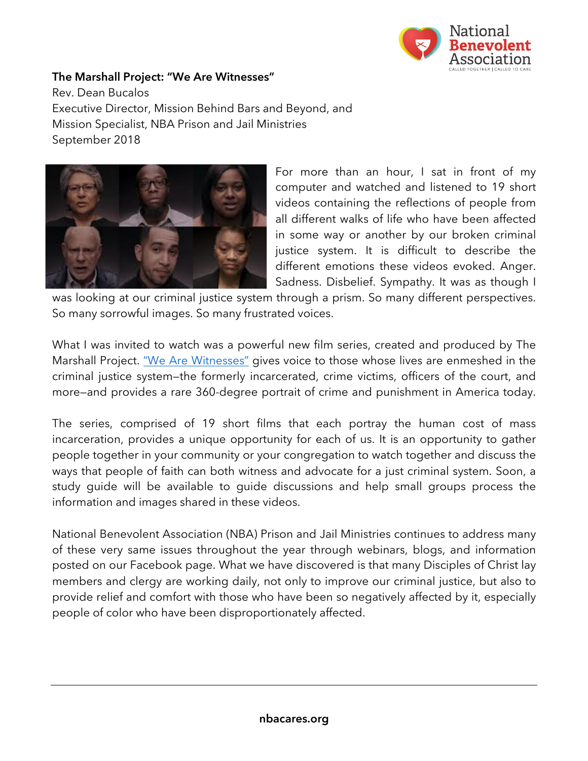**The Marshall Project: "We Are Witnesses"**

Rev. Dean Bucalos
Executive Director, Mission Behind Bars and Beyond, and
Mission Specialist, NBA Prison and Jail Ministries
September 2018

For more than an hour, I sat in front of my computer and watched and listened to 19 short videos containing the reflections of people from all different walks of life who have been affected in some way or another by our broken criminal justice system. It is difficult to describe the different emotions these videos evoked. Anger. Sadness. Disbelief. Sympathy. It was as though I was looking at our criminal justice system through a prism. So many different perspectives. So many sorrowful images. So many frustrated voices.

What I was invited to watch was a powerful new film series, created and produced by The Marshall Project. "We Are Witnesses" gives voice to those whose lives are enmeshed in the criminal justice system—the formerly incarcerated, crime victims, officers of the court, and more—and provides a rare 360-degree portrait of crime and punishment in America today.

The series, comprised of 19 short films that each portray the human cost of mass incarceration, provides a unique opportunity for each of us. It is an opportunity to gather people together in your community or your congregation to watch together and discuss the ways that people of faith can both witness and advocate for a just criminal system. Soon, a study guide will be available to guide discussions and help small groups process the information and images shared in these videos.

National Benevolent Association (NBA) Prison and Jail Ministries continues to address many of these very same issues throughout the year through webinars, blogs, and information posted on our Facebook page. What we have discovered is that many Disciples of Christ lay members and clergy are working daily, not only to improve our criminal justice, but also to provide relief and comfort with those who have been so negatively affected by it, especially people of color who have been disproportionately affected.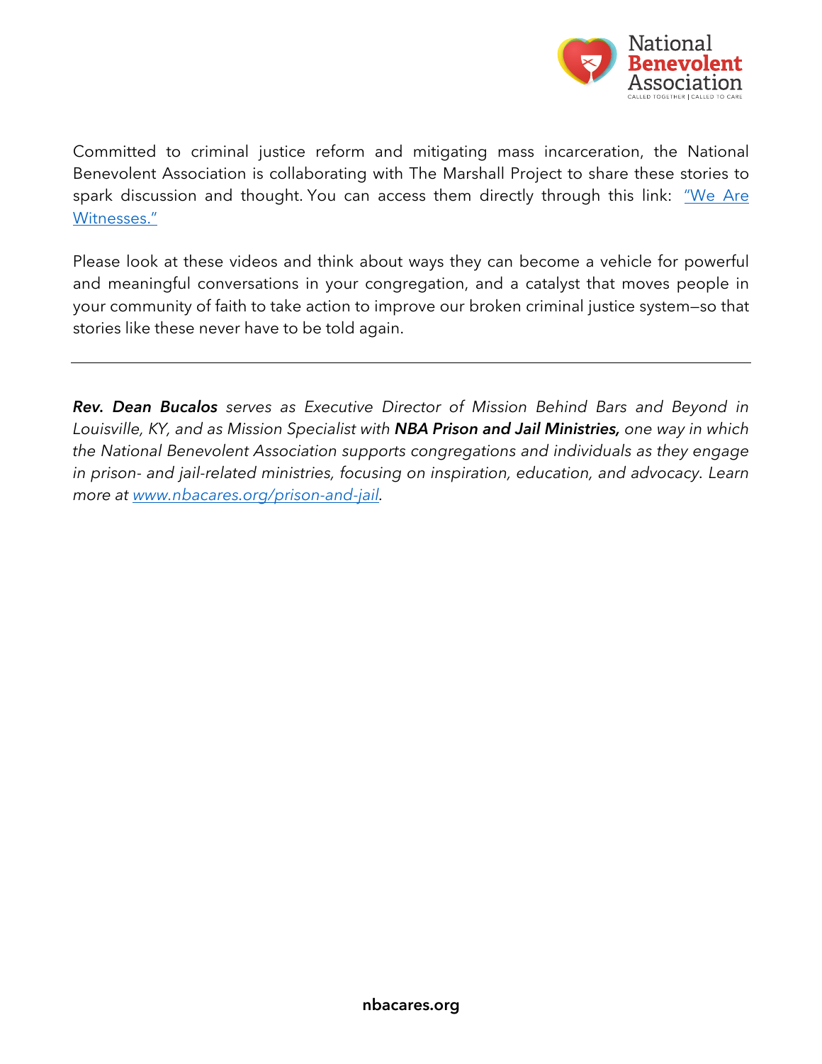Committed to criminal justice reform and mitigating mass incarceration, the National Benevolent Association is collaborating with The Marshall Project to share these stories to spark discussion and thought. You can access them directly through this link: "We Are Witnesses."

Please look at these videos and think about ways they can become a vehicle for powerful and meaningful conversations in your congregation, and a catalyst that moves people in your community of faith to take action to improve our broken criminal justice system—so that stories like these never have to be told again.

---

***Rev. Dean Bucalos*** *serves as Executive Director of Mission Behind Bars and Beyond in Louisville, KY, and as Mission Specialist with* ***NBA Prison and Jail Ministries,*** *one way in which the National Benevolent Association supports congregations and individuals as they engage in prison- and jail-related ministries, focusing on inspiration, education, and advocacy. Learn more at www.nbacares.org/prison-and-jail.*